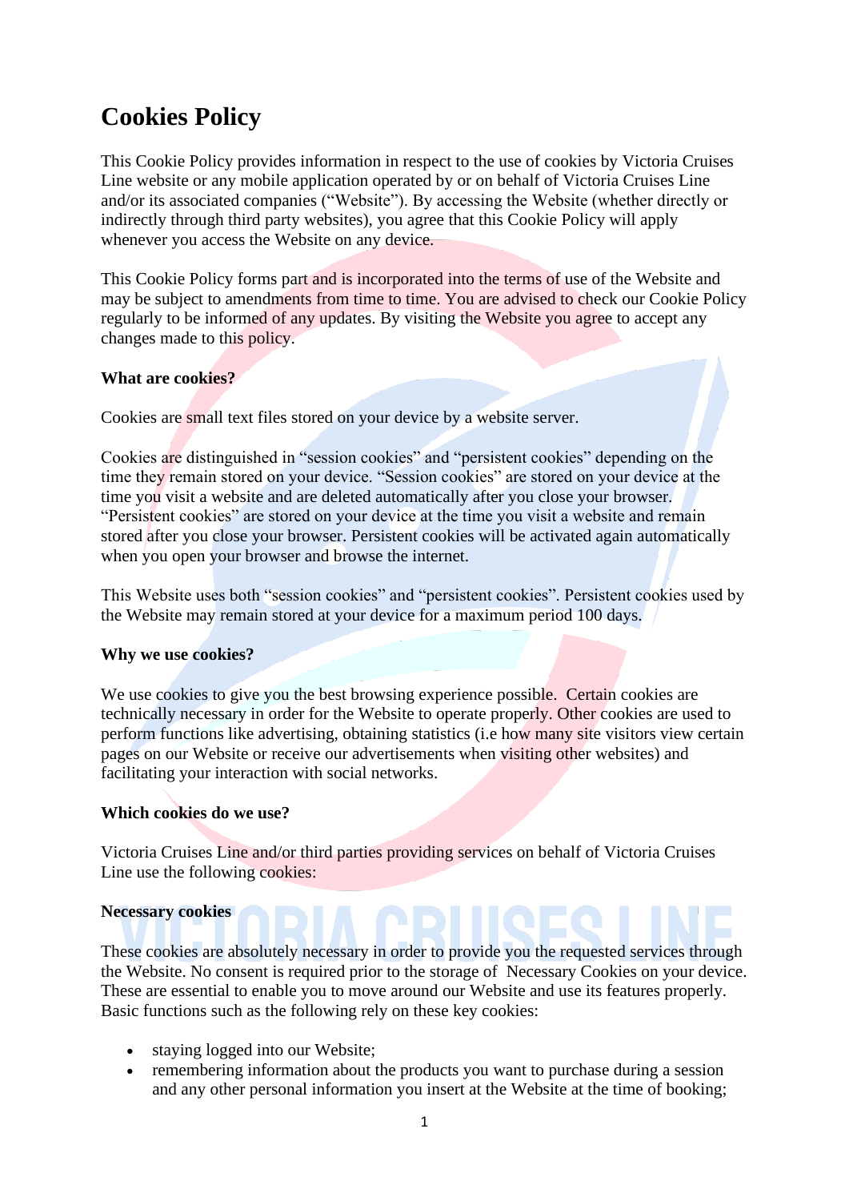# Cookies Policy

This Cookie Policy provides information in respect to the use of cookies by Victoria Cruises Line website or any mobile application operated by or on behalf of Victoria Cruises Line and/or its associated companies ("Website"). By accessing the Website (whether directly or indirectly through third party websites), you agree that this Cookie Policy will apply whenever you access the Website on any device.

This Cookie Policy forms part and is incorporated into the terms of use of the Website and may be subject to amendments from time to time. You are advised to check our Cookie Policy regularly to be informed of any updates. By visiting the Website you agree to accept any changes made to this policy.

**What are cookies?**

Cookies are small text files stored on your device by a website server.

Cookies are distinguished in "session cookies" and "persistent cookies" depending on the time they remain stored on your device. "Session cookies" are stored on your device at the time you visit a website and are deleted automatically after you close your browser. "Persistent cookies" are stored on your device at the time you visit a website and remain stored after you close your browser. Persistent cookies will be activated again automatically when you open your browser and browse the internet.

This Website uses both "session cookies" and "persistent cookies". Persistent cookies used by the Website may remain stored at your device for a maximum period 100 days.

**Why we use cookies?**

We use cookies to give you the best browsing experience possible. Certain cookies are technically necessary in order for the Website to operate properly. Other cookies are used to perform functions like advertising, obtaining statistics (i.e how many site visitors view certain pages on our Website or receive our advertisements when visiting other websites) and facilitating your interaction with social networks.

**Which cookies do we use?**

Victoria Cruises Line and/or third parties providing services on behalf of Victoria Cruises Line use the following cookies:

**Necessary cookies**

These cookies are absolutely necessary in order to provide you the requested services through the Website. No consent is required prior to the storage of Necessary Cookies on your device. These are essential to enable you to move around our Website and use its features properly. Basic functions such as the following rely on these key cookies:

- staying logged into our Website;
- remembering information about the products you want to purchase during a session and any other personal information you insert at the Website at the time of booking;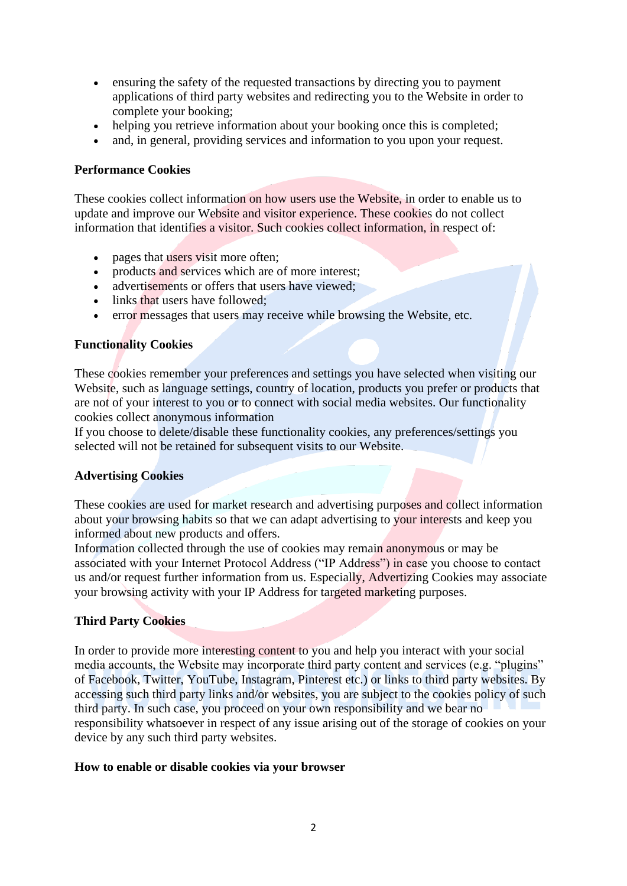- ensuring the safety of the requested transactions by directing you to payment applications of third party websites and redirecting you to the Website in order to complete your booking;
- helping you retrieve information about your booking once this is completed;
- and, in general, providing services and information to you upon your request.

**Performance Cookies**

These cookies collect information on how users use the Website, in order to enable us to update and improve our Website and visitor experience. These cookies do not collect information that identifies a visitor. Such cookies collect information, in respect of:

- pages that users visit more often;
- products and services which are of more interest;
- advertisements or offers that users have viewed;
- links that users have followed;
- error messages that users may receive while browsing the Website, etc.

**Functionality Cookies**

These cookies remember your preferences and settings you have selected when visiting our Website, such as language settings, country of location, products you prefer or products that are not of your interest to you or to connect with social media websites. Our functionality cookies collect anonymous information
If you choose to delete/disable these functionality cookies, any preferences/settings you selected will not be retained for subsequent visits to our Website.

**Advertising Cookies**

These cookies are used for market research and advertising purposes and collect information about your browsing habits so that we can adapt advertising to your interests and keep you informed about new products and offers.
Information collected through the use of cookies may remain anonymous or may be associated with your Internet Protocol Address ("IP Address") in case you choose to contact us and/or request further information from us. Especially, Advertizing Cookies may associate your browsing activity with your IP Address for targeted marketing purposes.

**Third Party Cookies**

In order to provide more interesting content to you and help you interact with your social media accounts, the Website may incorporate third party content and services (e.g. "plugins" of Facebook, Twitter, YouTube, Instagram, Pinterest etc.) or links to third party websites. By accessing such third party links and/or websites, you are subject to the cookies policy of such third party. In such case, you proceed on your own responsibility and we bear no responsibility whatsoever in respect of any issue arising out of the storage of cookies on your device by any such third party websites.

**How to enable or disable cookies via your browser**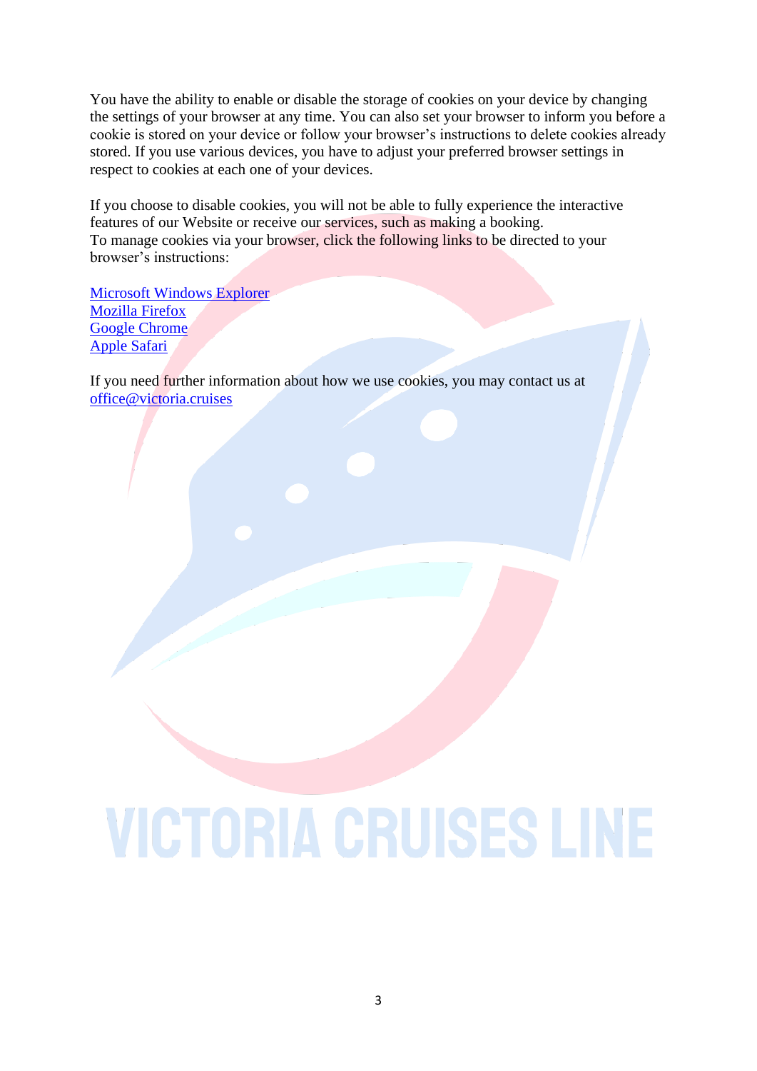You have the ability to enable or disable the storage of cookies on your device by changing the settings of your browser at any time. You can also set your browser to inform you before a cookie is stored on your device or follow your browser's instructions to delete cookies already stored. If you use various devices, you have to adjust your preferred browser settings in respect to cookies at each one of your devices.

If you choose to disable cookies, you will not be able to fully experience the interactive features of our Website or receive our services, such as making a booking.
To manage cookies via your browser, click the following links to be directed to your browser's instructions:

Microsoft Windows Explorer
Mozilla Firefox
Google Chrome
Apple Safari

If you need further information about how we use cookies, you may contact us at office@victoria.cruises